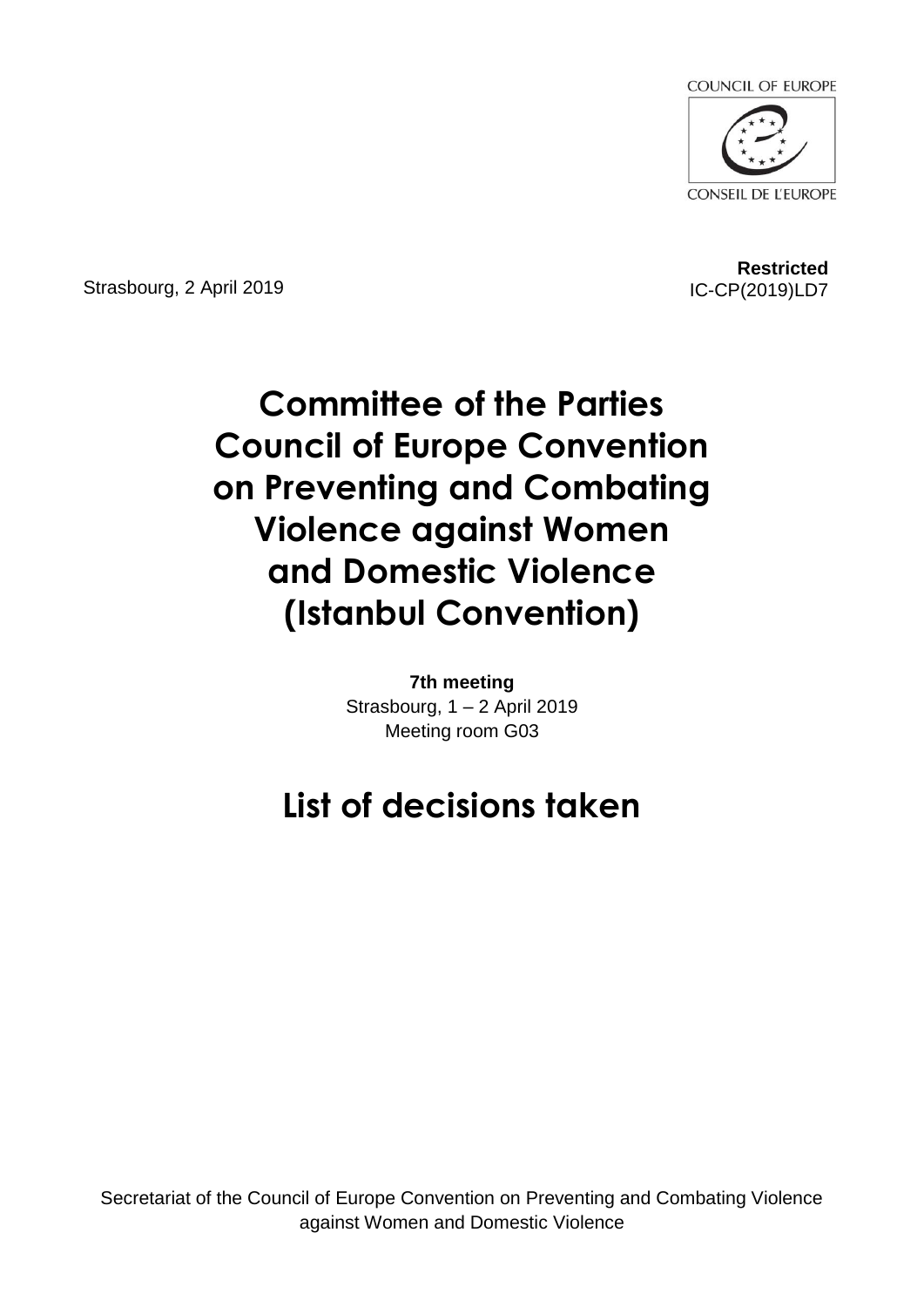COUNCIL OF EUROPE

CONSEIL DE L'EUROPE

Strasbourg, 2 April 2019

**Restricted**
IC-CP(2019)LD7

# Committee of the Parties Council of Europe Convention on Preventing and Combating Violence against Women and Domestic Violence (Istanbul Convention)

**7th meeting**
Strasbourg, 1 – 2 April 2019
Meeting room G03

# List of decisions taken

Secretariat of the Council of Europe Convention on Preventing and Combating Violence against Women and Domestic Violence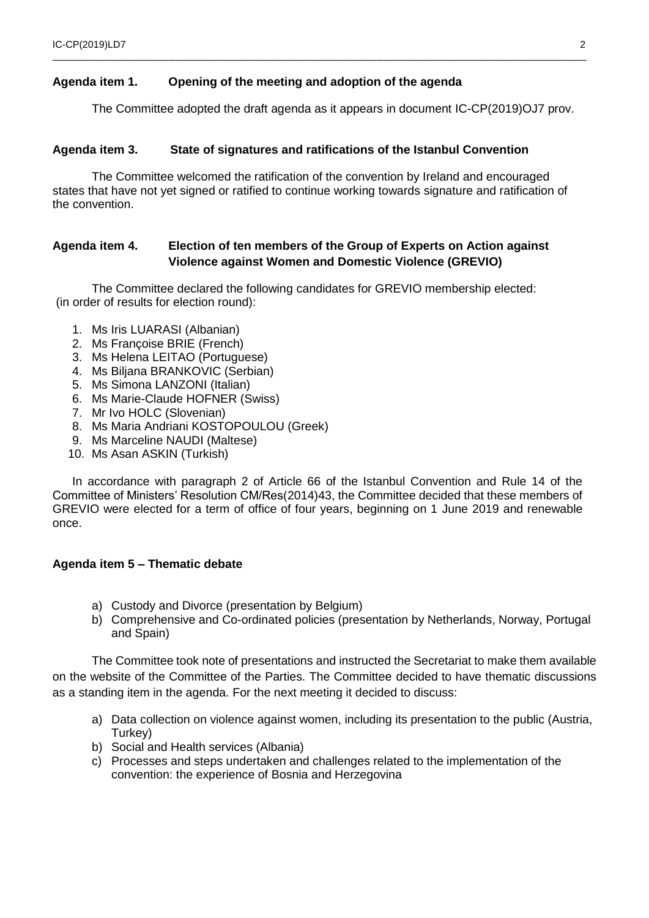## Agenda item 1. Opening of the meeting and adoption of the agenda

The Committee adopted the draft agenda as it appears in document IC-CP(2019)OJ7 prov.

## Agenda item 3. State of signatures and ratifications of the Istanbul Convention

The Committee welcomed the ratification of the convention by Ireland and encouraged states that have not yet signed or ratified to continue working towards signature and ratification of the convention.

## Agenda item 4. Election of ten members of the Group of Experts on Action against Violence against Women and Domestic Violence (GREVIO)

The Committee declared the following candidates for GREVIO membership elected: (in order of results for election round):

1. Ms Iris LUARASI (Albanian)
2. Ms Françoise BRIE (French)
3. Ms Helena LEITAO (Portuguese)
4. Ms Biljana BRANKOVIC (Serbian)
5. Ms Simona LANZONI (Italian)
6. Ms Marie-Claude HOFNER (Swiss)
7. Mr Ivo HOLC (Slovenian)
8. Ms Maria Andriani KOSTOPOULOU (Greek)
9. Ms Marceline NAUDI (Maltese)
10. Ms Asan ASKIN (Turkish)

In accordance with paragraph 2 of Article 66 of the Istanbul Convention and Rule 14 of the Committee of Ministers' Resolution CM/Res(2014)43, the Committee decided that these members of GREVIO were elected for a term of office of four years, beginning on 1 June 2019 and renewable once.

## Agenda item 5 – Thematic debate

a) Custody and Divorce (presentation by Belgium)
b) Comprehensive and Co-ordinated policies (presentation by Netherlands, Norway, Portugal and Spain)

The Committee took note of presentations and instructed the Secretariat to make them available on the website of the Committee of the Parties. The Committee decided to have thematic discussions as a standing item in the agenda. For the next meeting it decided to discuss:

a) Data collection on violence against women, including its presentation to the public (Austria, Turkey)
b) Social and Health services (Albania)
c) Processes and steps undertaken and challenges related to the implementation of the convention: the experience of Bosnia and Herzegovina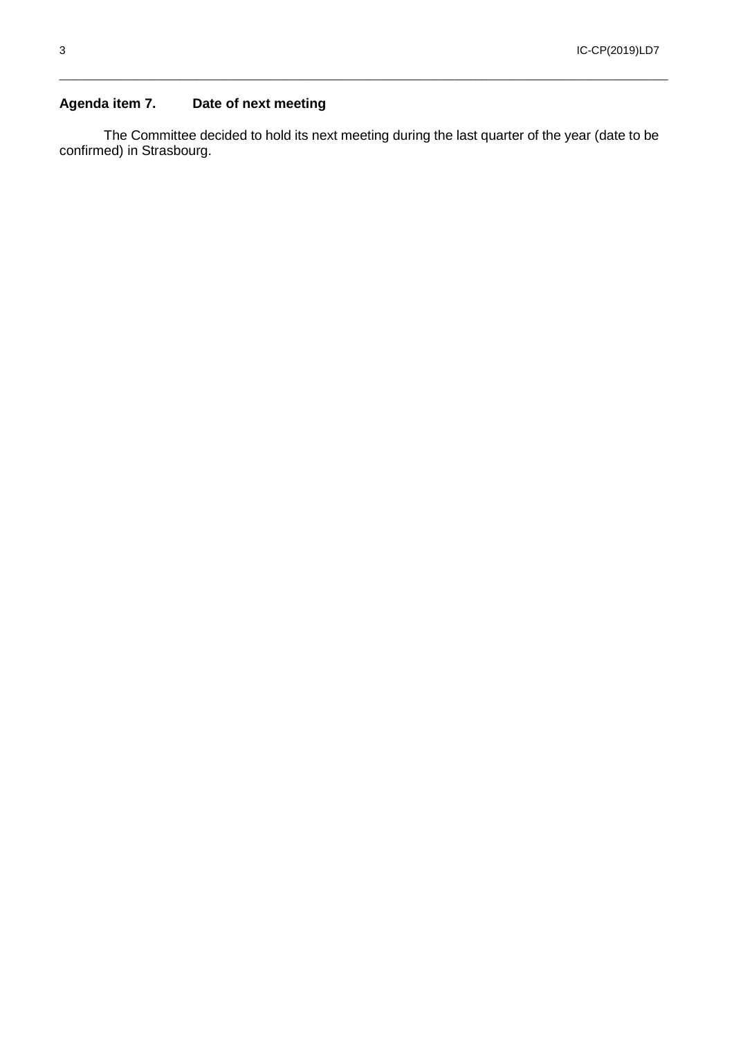**Agenda item 7.	Date of next meeting**

The Committee decided to hold its next meeting during the last quarter of the year (date to be confirmed) in Strasbourg.